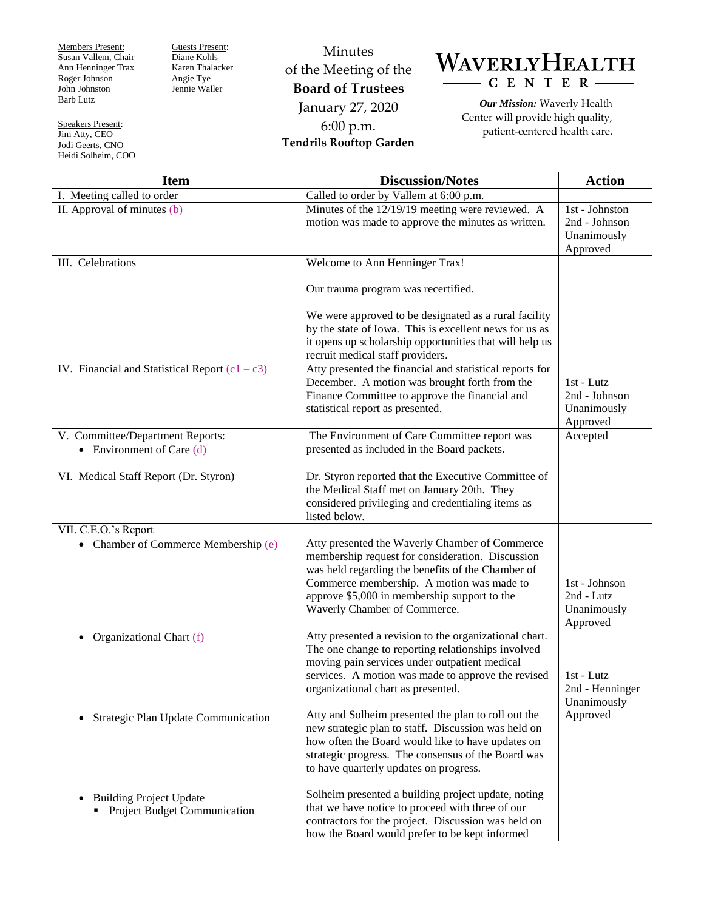Members Present:
Susan Vallem, Chair
Ann Henninger Trax
Roger Johnson
John Johnston
Barb Lutz

Guests Present:
Diane Kohls
Karen Thalacker
Angie Tye
Jennie Waller

Speakers Present:
Jim Atty, CEO
Jodi Geerts, CNO
Heidi Solheim, COO

Minutes
of the Meeting of the
**Board of Trustees**
January 27, 2020
6:00 p.m.
**Tendrils Rooftop Garden**

# WAVERLY HEALTH CENTER

***Our Mission:*** Waverly Health Center will provide high quality, patient-centered health care.

| Item | Discussion/Notes | Action |
|---|---|---|
| I. Meeting called to order | Called to order by Vallem at 6:00 p.m. | |
| II. Approval of minutes (b) | Minutes of the 12/19/19 meeting were reviewed. A motion was made to approve the minutes as written. | 1st - Johnston<br>2nd - Johnson<br>Unanimously Approved |
| III. Celebrations | Welcome to Ann Henninger Trax!<br><br>Our trauma program was recertified.<br><br>We were approved to be designated as a rural facility by the state of Iowa. This is excellent news for us as it opens up scholarship opportunities that will help us recruit medical staff providers. | |
| IV. Financial and Statistical Report (c1 – c3) | Atty presented the financial and statistical reports for December. A motion was brought forth from the Finance Committee to approve the financial and statistical report as presented. | 1st - Lutz<br>2nd - Johnson<br>Unanimously Approved |
| V. Committee/Department Reports:<br>• Environment of Care (d) | The Environment of Care Committee report was presented as included in the Board packets. | Accepted |
| VI. Medical Staff Report (Dr. Styron) | Dr. Styron reported that the Executive Committee of the Medical Staff met on January 20th. They considered privileging and credentialing items as listed below. | |
| VII. C.E.O.'s Report<br>• Chamber of Commerce Membership (e) | Atty presented the Waverly Chamber of Commerce membership request for consideration. Discussion was held regarding the benefits of the Chamber of Commerce membership. A motion was made to approve $5,000 in membership support to the Waverly Chamber of Commerce. | 1st - Johnson<br>2nd - Lutz<br>Unanimously Approved |
| • Organizational Chart (f) | Atty presented a revision to the organizational chart. The one change to reporting relationships involved moving pain services under outpatient medical services. A motion was made to approve the revised organizational chart as presented. | 1st - Lutz<br>2nd - Henninger<br>Unanimously Approved |
| • Strategic Plan Update Communication | Atty and Solheim presented the plan to roll out the new strategic plan to staff. Discussion was held on how often the Board would like to have updates on strategic progress. The consensus of the Board was to have quarterly updates on progress. | |
| • Building Project Update<br>▪ Project Budget Communication | Solheim presented a building project update, noting that we have notice to proceed with three of our contractors for the project. Discussion was held on how the Board would prefer to be kept informed | |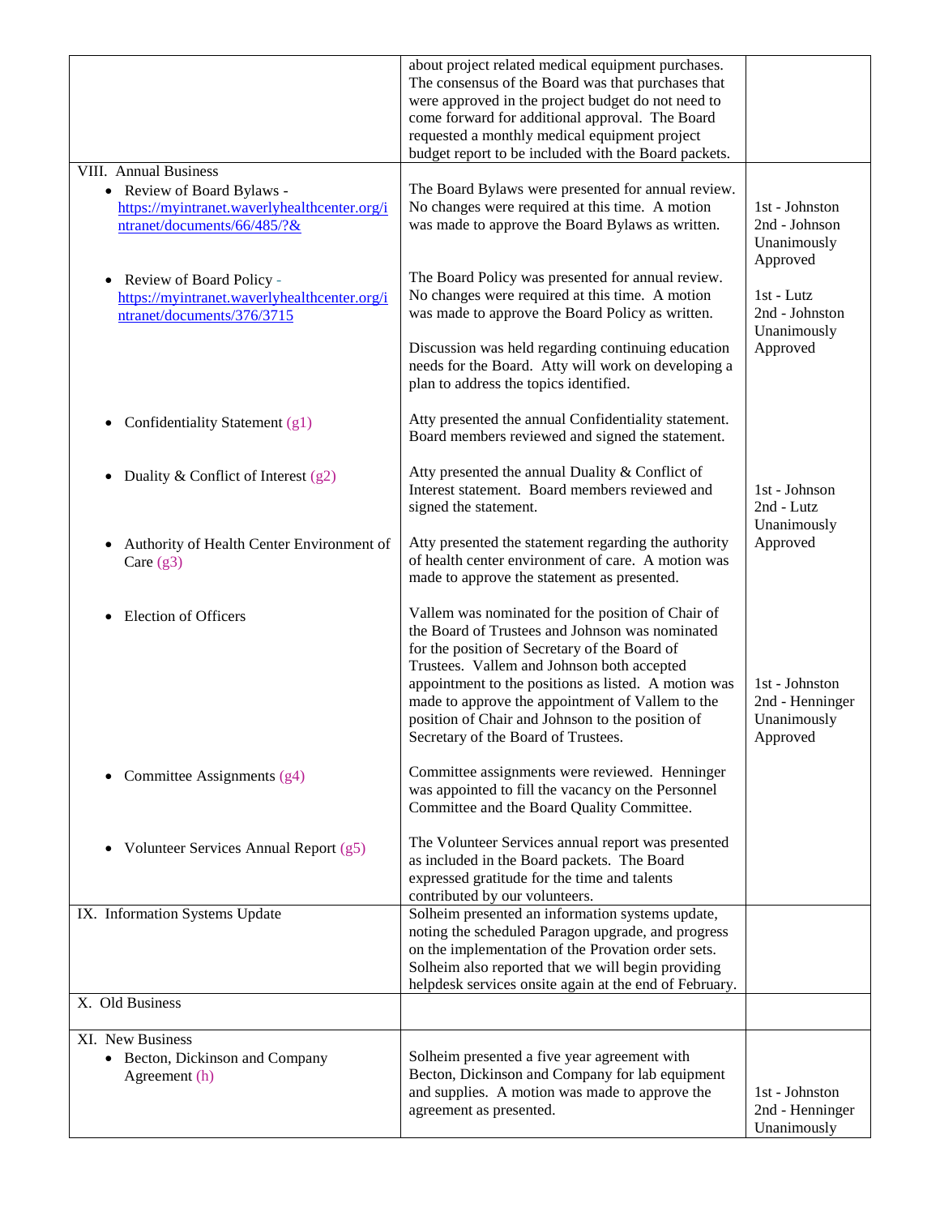| | | |
|---|---|---|
| | about project related medical equipment purchases. The consensus of the Board was that purchases that were approved in the project budget do not need to come forward for additional approval. The Board requested a monthly medical equipment project budget report to be included with the Board packets. | |
| VIII. Annual Business<br>• Review of Board Bylaws - [https://myintranet.waverlyhealthcenter.org/intranet/documents/66/485/?&](https://myintranet.waverlyhealthcenter.org/intranet/documents/66/485/?&) | The Board Bylaws were presented for annual review. No changes were required at this time. A motion was made to approve the Board Bylaws as written. | 1st - Johnston<br>2nd - Johnson<br>Unanimously Approved |
| • Review of Board Policy - [https://myintranet.waverlyhealthcenter.org/intranet/documents/376/3715](https://myintranet.waverlyhealthcenter.org/intranet/documents/376/3715) | The Board Policy was presented for annual review. No changes were required at this time. A motion was made to approve the Board Policy as written.<br><br>Discussion was held regarding continuing education needs for the Board. Atty will work on developing a plan to address the topics identified. | 1st - Lutz<br>2nd - Johnston<br>Unanimously Approved |
| • Confidentiality Statement (g1) | Atty presented the annual Confidentiality statement. Board members reviewed and signed the statement. | |
| • Duality & Conflict of Interest (g2) | Atty presented the annual Duality & Conflict of Interest statement. Board members reviewed and signed the statement. | 1st - Johnson<br>2nd - Lutz<br>Unanimously Approved |
| • Authority of Health Center Environment of Care (g3) | Atty presented the statement regarding the authority of health center environment of care. A motion was made to approve the statement as presented. | |
| • Election of Officers | Vallem was nominated for the position of Chair of the Board of Trustees and Johnson was nominated for the position of Secretary of the Board of Trustees. Vallem and Johnson both accepted appointment to the positions as listed. A motion was made to approve the appointment of Vallem to the position of Chair and Johnson to the position of Secretary of the Board of Trustees. | 1st - Johnston<br>2nd - Henninger<br>Unanimously Approved |
| • Committee Assignments (g4) | Committee assignments were reviewed. Henninger was appointed to fill the vacancy on the Personnel Committee and the Board Quality Committee. | |
| • Volunteer Services Annual Report (g5) | The Volunteer Services annual report was presented as included in the Board packets. The Board expressed gratitude for the time and talents contributed by our volunteers. | |
| IX. Information Systems Update | Solheim presented an information systems update, noting the scheduled Paragon upgrade, and progress on the implementation of the Provation order sets. Solheim also reported that we will begin providing helpdesk services onsite again at the end of February. | |
| X. Old Business | | |
| XI. New Business<br>• Becton, Dickinson and Company Agreement (h) | Solheim presented a five year agreement with Becton, Dickinson and Company for lab equipment and supplies. A motion was made to approve the agreement as presented. | 1st - Johnston<br>2nd - Henninger<br>Unanimously |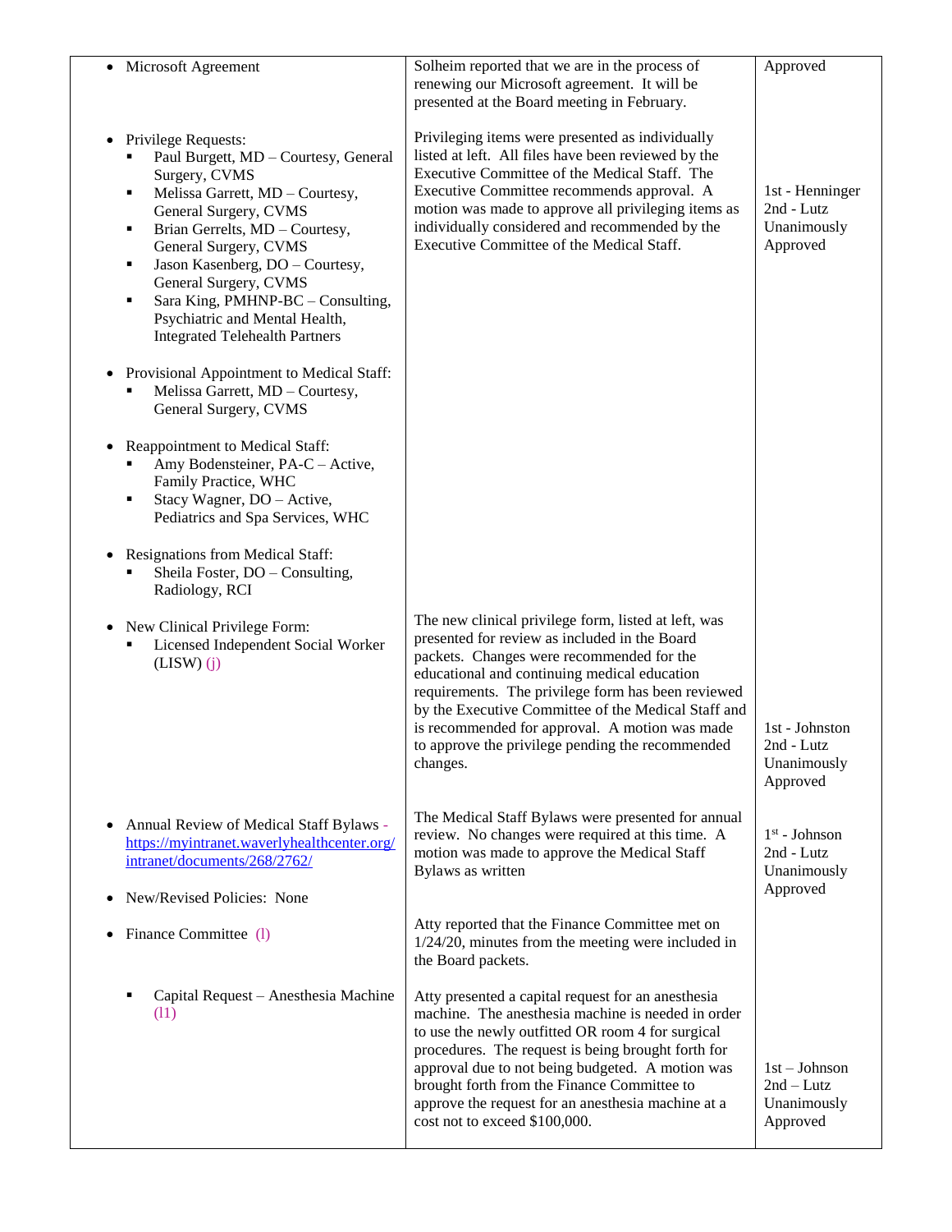| | | |
|---|---|---|
| • Microsoft Agreement | Solheim reported that we are in the process of renewing our Microsoft agreement. It will be presented at the Board meeting in February. | Approved |
| • Privilege Requests:<br>▪ Paul Burgett, MD – Courtesy, General Surgery, CVMS<br>▪ Melissa Garrett, MD – Courtesy, General Surgery, CVMS<br>▪ Brian Gerrelts, MD – Courtesy, General Surgery, CVMS<br>▪ Jason Kasenberg, DO – Courtesy, General Surgery, CVMS<br>▪ Sara King, PMHNP-BC – Consulting, Psychiatric and Mental Health, Integrated Telehealth Partners<br><br>• Provisional Appointment to Medical Staff:<br>▪ Melissa Garrett, MD – Courtesy, General Surgery, CVMS<br><br>• Reappointment to Medical Staff:<br>▪ Amy Bodensteiner, PA-C – Active, Family Practice, WHC<br>▪ Stacy Wagner, DO – Active, Pediatrics and Spa Services, WHC<br><br>• Resignations from Medical Staff:<br>▪ Sheila Foster, DO – Consulting, Radiology, RCI | Privileging items were presented as individually listed at left. All files have been reviewed by the Executive Committee of the Medical Staff. The Executive Committee recommends approval. A motion was made to approve all privileging items as individually considered and recommended by the Executive Committee of the Medical Staff. | 1st - Henninger<br>2nd - Lutz<br>Unanimously Approved |
| • New Clinical Privilege Form:<br>▪ Licensed Independent Social Worker (LISW) (j) | The new clinical privilege form, listed at left, was presented for review as included in the Board packets. Changes were recommended for the educational and continuing medical education requirements. The privilege form has been reviewed by the Executive Committee of the Medical Staff and is recommended for approval. A motion was made to approve the privilege pending the recommended changes. | 1st - Johnston<br>2nd - Lutz<br>Unanimously Approved |
| • Annual Review of Medical Staff Bylaws - https://myintranet.waverlyhealthcenter.org/intranet/documents/268/2762/<br><br>• New/Revised Policies: None | The Medical Staff Bylaws were presented for annual review. No changes were required at this time. A motion was made to approve the Medical Staff Bylaws as written | 1st - Johnson<br>2nd - Lutz<br>Unanimously Approved |
| • Finance Committee (l) | Atty reported that the Finance Committee met on 1/24/20, minutes from the meeting were included in the Board packets. | |
| ▪ Capital Request – Anesthesia Machine (l1) | Atty presented a capital request for an anesthesia machine. The anesthesia machine is needed in order to use the newly outfitted OR room 4 for surgical procedures. The request is being brought forth for approval due to not being budgeted. A motion was brought forth from the Finance Committee to approve the request for an anesthesia machine at a cost not to exceed $100,000. | 1st – Johnson<br>2nd – Lutz<br>Unanimously Approved |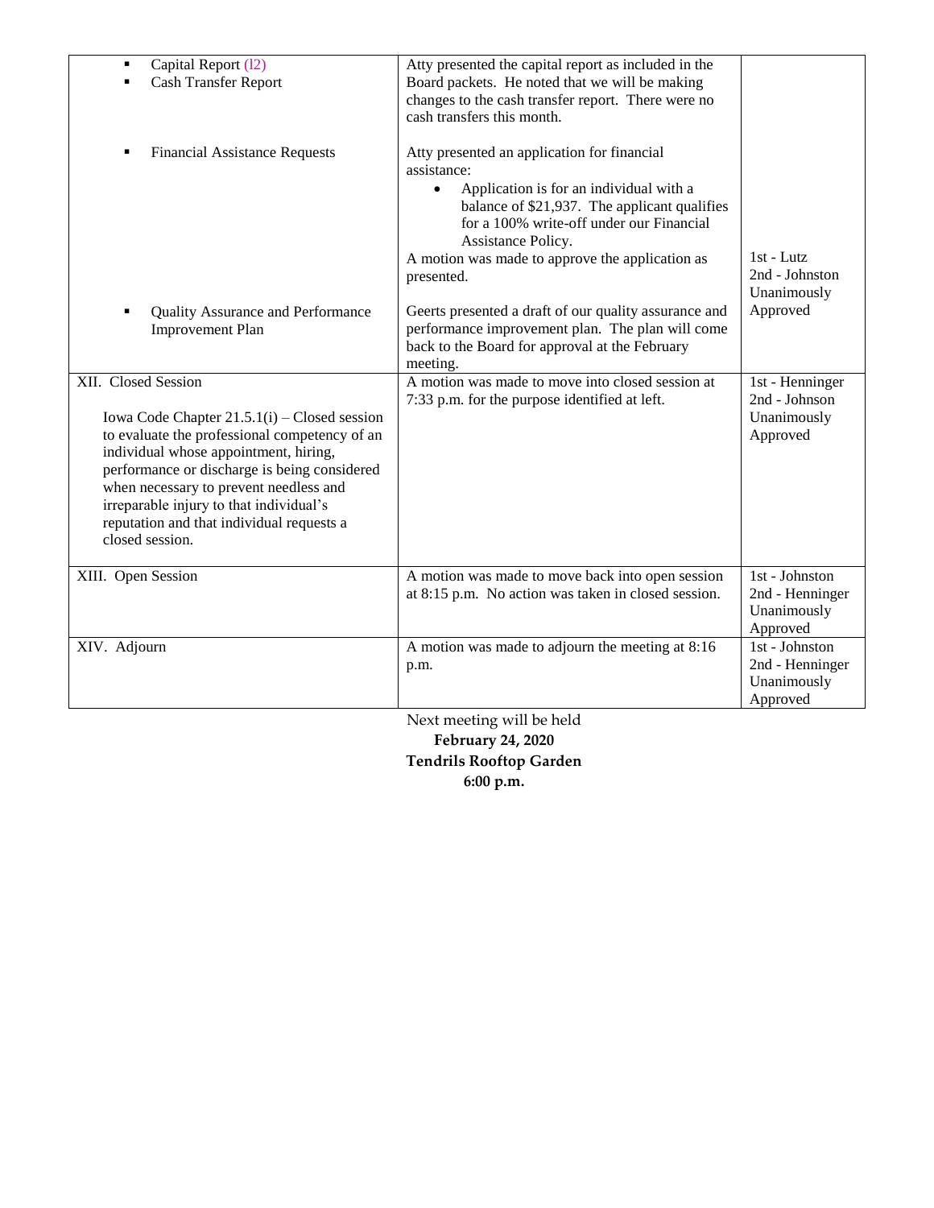| | | |
|---|---|---|
| ▪ Capital Report (I2)<br>▪ Cash Transfer Report | Atty presented the capital report as included in the Board packets. He noted that we will be making changes to the cash transfer report. There were no cash transfers this month. | |
| ▪ Financial Assistance Requests | Atty presented an application for financial assistance:<br>• Application is for an individual with a balance of $21,937. The applicant qualifies for a 100% write-off under our Financial Assistance Policy.<br>A motion was made to approve the application as presented. | 1st - Lutz<br>2nd - Johnston<br>Unanimously Approved |
| ▪ Quality Assurance and Performance Improvement Plan | Geerts presented a draft of our quality assurance and performance improvement plan. The plan will come back to the Board for approval at the February meeting. | |
| XII. Closed Session<br><br>Iowa Code Chapter 21.5.1(i) – Closed session to evaluate the professional competency of an individual whose appointment, hiring, performance or discharge is being considered when necessary to prevent needless and irreparable injury to that individual's reputation and that individual requests a closed session. | A motion was made to move into closed session at 7:33 p.m. for the purpose identified at left. | 1st - Henninger<br>2nd - Johnson<br>Unanimously Approved |
| XIII. Open Session | A motion was made to move back into open session at 8:15 p.m. No action was taken in closed session. | 1st - Johnston<br>2nd - Henninger<br>Unanimously Approved |
| XIV. Adjourn | A motion was made to adjourn the meeting at 8:16 p.m. | 1st - Johnston<br>2nd - Henninger<br>Unanimously Approved |

Next meeting will be held
**February 24, 2020**
**Tendrils Rooftop Garden**
**6:00 p.m.**